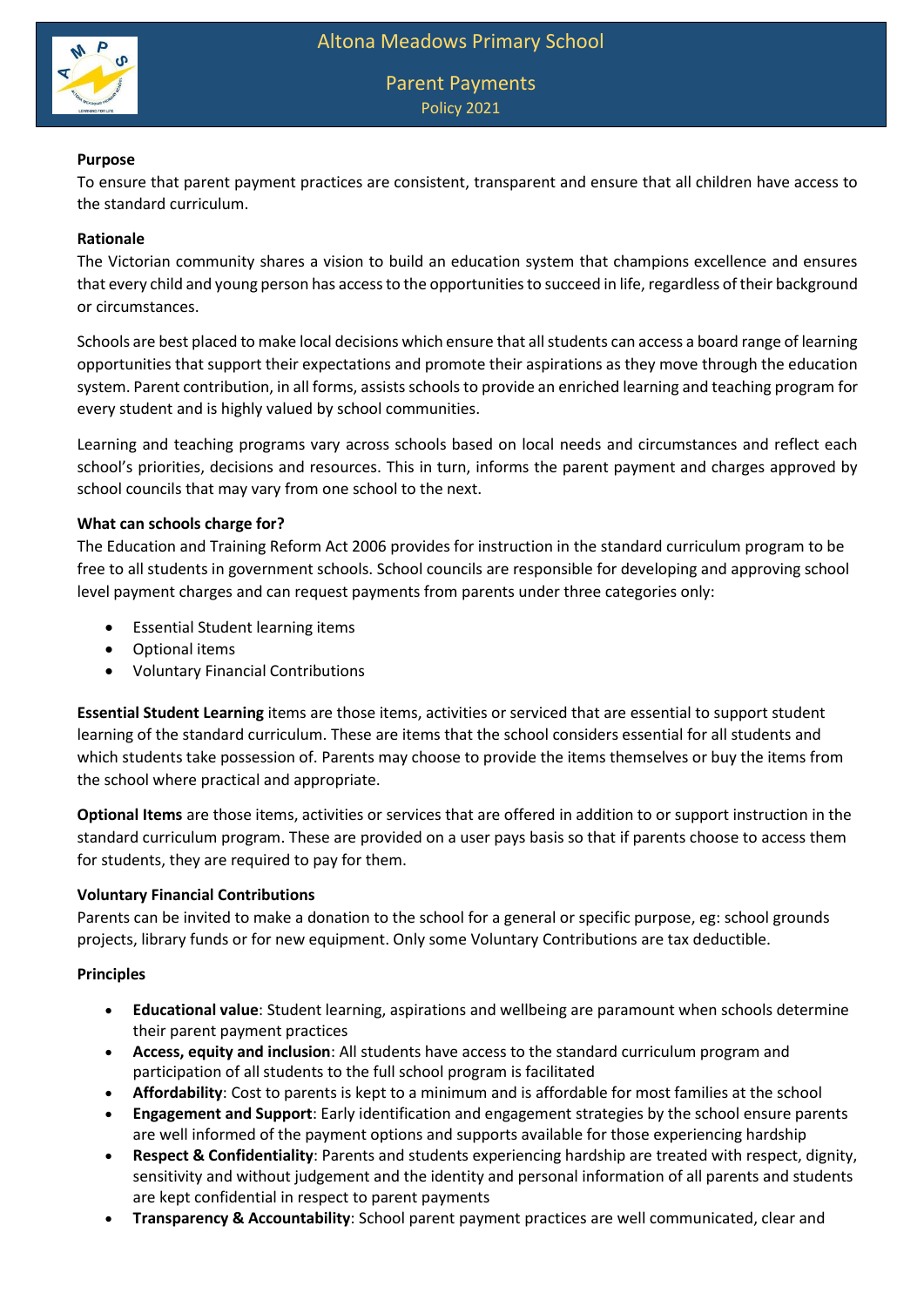# Altona Meadows Primary School

## Parent Payments

Policy 2021

**Purpose**

To ensure that parent payment practices are consistent, transparent and ensure that all children have access to the standard curriculum.

**Rationale**

The Victorian community shares a vision to build an education system that champions excellence and ensures that every child and young person has access to the opportunities to succeed in life, regardless of their background or circumstances.

Schools are best placed to make local decisions which ensure that all students can access a board range of learning opportunities that support their expectations and promote their aspirations as they move through the education system. Parent contribution, in all forms, assists schools to provide an enriched learning and teaching program for every student and is highly valued by school communities.

Learning and teaching programs vary across schools based on local needs and circumstances and reflect each school's priorities, decisions and resources. This in turn, informs the parent payment and charges approved by school councils that may vary from one school to the next.

**What can schools charge for?**

The Education and Training Reform Act 2006 provides for instruction in the standard curriculum program to be free to all students in government schools. School councils are responsible for developing and approving school level payment charges and can request payments from parents under three categories only:

- Essential Student learning items
- Optional items
- Voluntary Financial Contributions

**Essential Student Learning** items are those items, activities or serviced that are essential to support student learning of the standard curriculum. These are items that the school considers essential for all students and which students take possession of. Parents may choose to provide the items themselves or buy the items from the school where practical and appropriate.

**Optional Items** are those items, activities or services that are offered in addition to or support instruction in the standard curriculum program. These are provided on a user pays basis so that if parents choose to access them for students, they are required to pay for them.

**Voluntary Financial Contributions**

Parents can be invited to make a donation to the school for a general or specific purpose, eg: school grounds projects, library funds or for new equipment. Only some Voluntary Contributions are tax deductible.

**Principles**

- **Educational value**: Student learning, aspirations and wellbeing are paramount when schools determine their parent payment practices
- **Access, equity and inclusion**: All students have access to the standard curriculum program and participation of all students to the full school program is facilitated
- **Affordability**: Cost to parents is kept to a minimum and is affordable for most families at the school
- **Engagement and Support**: Early identification and engagement strategies by the school ensure parents are well informed of the payment options and supports available for those experiencing hardship
- **Respect & Confidentiality**: Parents and students experiencing hardship are treated with respect, dignity, sensitivity and without judgement and the identity and personal information of all parents and students are kept confidential in respect to parent payments
- **Transparency & Accountability**: School parent payment practices are well communicated, clear and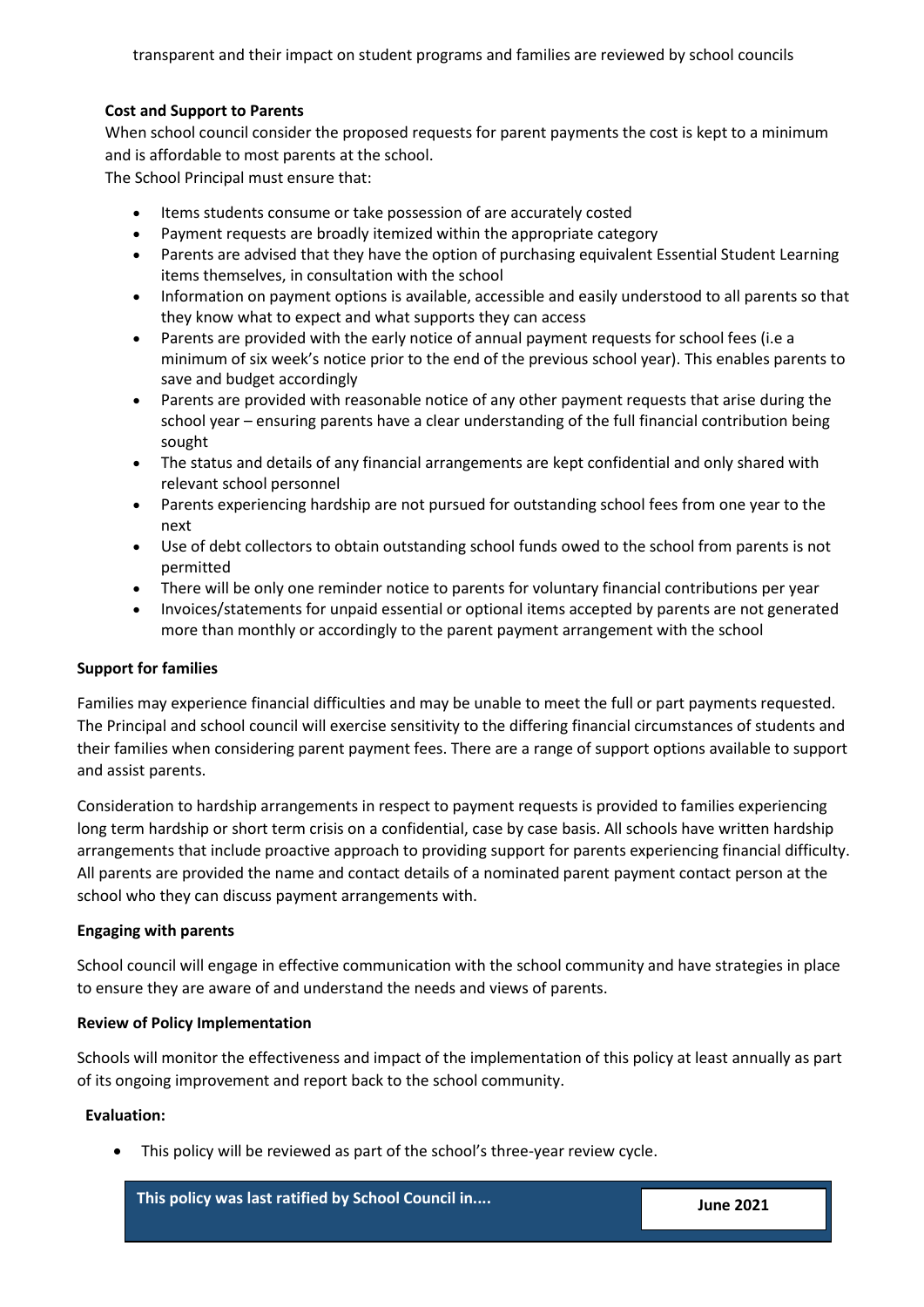transparent and their impact on student programs and families are reviewed by school councils

**Cost and Support to Parents**

When school council consider the proposed requests for parent payments the cost is kept to a minimum and is affordable to most parents at the school.

The School Principal must ensure that:

- Items students consume or take possession of are accurately costed
- Payment requests are broadly itemized within the appropriate category
- Parents are advised that they have the option of purchasing equivalent Essential Student Learning items themselves, in consultation with the school
- Information on payment options is available, accessible and easily understood to all parents so that they know what to expect and what supports they can access
- Parents are provided with the early notice of annual payment requests for school fees (i.e a minimum of six week's notice prior to the end of the previous school year). This enables parents to save and budget accordingly
- Parents are provided with reasonable notice of any other payment requests that arise during the school year – ensuring parents have a clear understanding of the full financial contribution being sought
- The status and details of any financial arrangements are kept confidential and only shared with relevant school personnel
- Parents experiencing hardship are not pursued for outstanding school fees from one year to the next
- Use of debt collectors to obtain outstanding school funds owed to the school from parents is not permitted
- There will be only one reminder notice to parents for voluntary financial contributions per year
- Invoices/statements for unpaid essential or optional items accepted by parents are not generated more than monthly or accordingly to the parent payment arrangement with the school

**Support for families**

Families may experience financial difficulties and may be unable to meet the full or part payments requested. The Principal and school council will exercise sensitivity to the differing financial circumstances of students and their families when considering parent payment fees. There are a range of support options available to support and assist parents.

Consideration to hardship arrangements in respect to payment requests is provided to families experiencing long term hardship or short term crisis on a confidential, case by case basis. All schools have written hardship arrangements that include proactive approach to providing support for parents experiencing financial difficulty. All parents are provided the name and contact details of a nominated parent payment contact person at the school who they can discuss payment arrangements with.

**Engaging with parents**

School council will engage in effective communication with the school community and have strategies in place to ensure they are aware of and understand the needs and views of parents.

**Review of Policy Implementation**

Schools will monitor the effectiveness and impact of the implementation of this policy at least annually as part of its ongoing improvement and report back to the school community.

**Evaluation:**

- This policy will be reviewed as part of the school's three-year review cycle.

| | |
|---|---|
| **This policy was last ratified by School Council in....** | **June 2021** |